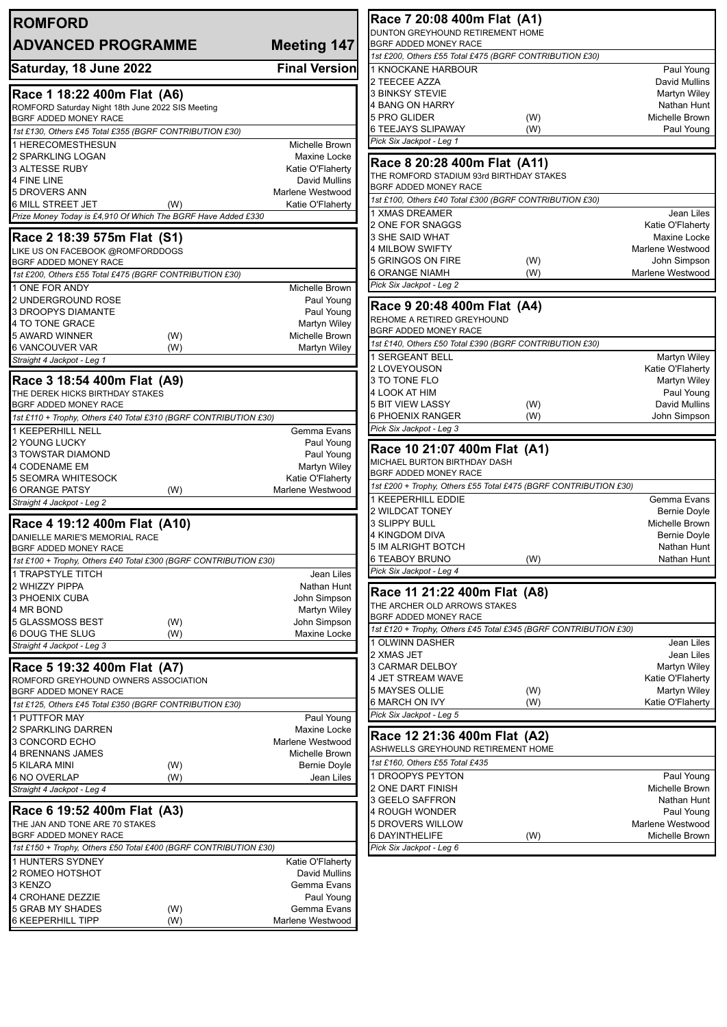# ROMFORD

## ADVANCED PROGRAMME — Meeting 147

**Saturday, 18 June 2022** — **Final Version**

### Race 1 18:22 400m Flat (A6)

ROMFORD Saturday Night 18th June 2022 SIS Meeting
BGRF ADDED MONEY RACE

*1st £130, Others £45 Total £355 (BGRF CONTRIBUTION £30)*

| Dog | | Trainer |
|---|---|---|
| 1 HERECOMESTHESUN | | Michelle Brown |
| 2 SPARKLING LOGAN | | Maxine Locke |
| 3 ALTESSE RUBY | | Katie O'Flaherty |
| 4 FINE LINE | | David Mullins |
| 5 DROVERS ANN | | Marlene Westwood |
| 6 MILL STREET JET | (W) | Katie O'Flaherty |

*Prize Money Today is £4,910 Of Which The BGRF Have Added £330*

### Race 2 18:39 575m Flat (S1)

LIKE US ON FACEBOOK @ROMFORDDOGS
BGRF ADDED MONEY RACE

*1st £200, Others £55 Total £475 (BGRF CONTRIBUTION £30)*

| Dog | | Trainer |
|---|---|---|
| 1 ONE FOR ANDY | | Michelle Brown |
| 2 UNDERGROUND ROSE | | Paul Young |
| 3 DROOPYS DIAMANTE | | Paul Young |
| 4 TO TONE GRACE | | Martyn Wiley |
| 5 AWARD WINNER | (W) | Michelle Brown |
| 6 VANCOUVER VAR | (W) | Martyn Wiley |

*Straight 4 Jackpot - Leg 1*

### Race 3 18:54 400m Flat (A9)

THE DEREK HICKS BIRTHDAY STAKES
BGRF ADDED MONEY RACE

*1st £110 + Trophy, Others £40 Total £310 (BGRF CONTRIBUTION £30)*

| Dog | | Trainer |
|---|---|---|
| 1 KEEPERHILL NELL | | Gemma Evans |
| 2 YOUNG LUCKY | | Paul Young |
| 3 TOWSTAR DIAMOND | | Paul Young |
| 4 CODENAME EM | | Martyn Wiley |
| 5 SEOMRA WHITESOCK | | Katie O'Flaherty |
| 6 ORANGE PATSY | (W) | Marlene Westwood |

*Straight 4 Jackpot - Leg 2*

### Race 4 19:12 400m Flat (A10)

DANIELLE MARIE'S MEMORIAL RACE
BGRF ADDED MONEY RACE

*1st £100 + Trophy, Others £40 Total £300 (BGRF CONTRIBUTION £30)*

| Dog | | Trainer |
|---|---|---|
| 1 TRAPSTYLE TITCH | | Jean Liles |
| 2 WHIZZY PIPPA | | Nathan Hunt |
| 3 PHOENIX CUBA | | John Simpson |
| 4 MR BOND | | Martyn Wiley |
| 5 GLASSMOSS BEST | (W) | John Simpson |
| 6 DOUG THE SLUG | (W) | Maxine Locke |

*Straight 4 Jackpot - Leg 3*

### Race 5 19:32 400m Flat (A7)

ROMFORD GREYHOUND OWNERS ASSOCIATION
BGRF ADDED MONEY RACE

*1st £125, Others £45 Total £350 (BGRF CONTRIBUTION £30)*

| Dog | | Trainer |
|---|---|---|
| 1 PUTTFOR MAY | | Paul Young |
| 2 SPARKLING DARREN | | Maxine Locke |
| 3 CONCORD ECHO | | Marlene Westwood |
| 4 BRENNANS JAMES | | Michelle Brown |
| 5 KILARA MINI | (W) | Bernie Doyle |
| 6 NO OVERLAP | (W) | Jean Liles |

*Straight 4 Jackpot - Leg 4*

### Race 6 19:52 400m Flat (A3)

THE JAN AND TONE ARE 70 STAKES
BGRF ADDED MONEY RACE

*1st £150 + Trophy, Others £50 Total £400 (BGRF CONTRIBUTION £30)*

| Dog | | Trainer |
|---|---|---|
| 1 HUNTERS SYDNEY | | Katie O'Flaherty |
| 2 ROMEO HOTSHOT | | David Mullins |
| 3 KENZO | | Gemma Evans |
| 4 CROHANE DEZZIE | | Paul Young |
| 5 GRAB MY SHADES | (W) | Gemma Evans |
| 6 KEEPERHILL TIPP | (W) | Marlene Westwood |

### Race 7 20:08 400m Flat (A1)

DUNTON GREYHOUND RETIREMENT HOME
BGRF ADDED MONEY RACE

*1st £200, Others £55 Total £475 (BGRF CONTRIBUTION £30)*

| Dog | | Trainer |
|---|---|---|
| 1 KNOCKANE HARBOUR | | Paul Young |
| 2 TEECEE AZZA | | David Mullins |
| 3 BINKSY STEVIE | | Martyn Wiley |
| 4 BANG ON HARRY | | Nathan Hunt |
| 5 PRO GLIDER | (W) | Michelle Brown |
| 6 TEEJAYS SLIPAWAY | (W) | Paul Young |

*Pick Six Jackpot - Leg 1*

### Race 8 20:28 400m Flat (A11)

THE ROMFORD STADIUM 93rd BIRTHDAY STAKES
BGRF ADDED MONEY RACE

*1st £100, Others £40 Total £300 (BGRF CONTRIBUTION £30)*

| Dog | | Trainer |
|---|---|---|
| 1 XMAS DREAMER | | Jean Liles |
| 2 ONE FOR SNAGGS | | Katie O'Flaherty |
| 3 SHE SAID WHAT | | Maxine Locke |
| 4 MILBOW SWIFTY | | Marlene Westwood |
| 5 GRINGOS ON FIRE | (W) | John Simpson |
| 6 ORANGE NIAMH | (W) | Marlene Westwood |

*Pick Six Jackpot - Leg 2*

### Race 9 20:48 400m Flat (A4)

REHOME A RETIRED GREYHOUND
BGRF ADDED MONEY RACE

*1st £140, Others £50 Total £390 (BGRF CONTRIBUTION £30)*

| Dog | | Trainer |
|---|---|---|
| 1 SERGEANT BELL | | Martyn Wiley |
| 2 LOVEYOUSON | | Katie O'Flaherty |
| 3 TO TONE FLO | | Martyn Wiley |
| 4 LOOK AT HIM | | Paul Young |
| 5 BIT VIEW LASSY | (W) | David Mullins |
| 6 PHOENIX RANGER | (W) | John Simpson |

*Pick Six Jackpot - Leg 3*

### Race 10 21:07 400m Flat (A1)

MICHAEL BURTON BIRTHDAY DASH
BGRF ADDED MONEY RACE

*1st £200 + Trophy, Others £55 Total £475 (BGRF CONTRIBUTION £30)*

| Dog | | Trainer |
|---|---|---|
| 1 KEEPERHILL EDDIE | | Gemma Evans |
| 2 WILDCAT TONEY | | Bernie Doyle |
| 3 SLIPPY BULL | | Michelle Brown |
| 4 KINGDOM DIVA | | Bernie Doyle |
| 5 IM ALRIGHT BOTCH | | Nathan Hunt |
| 6 TEABOY BRUNO | (W) | Nathan Hunt |

*Pick Six Jackpot - Leg 4*

### Race 11 21:22 400m Flat (A8)

THE ARCHER OLD ARROWS STAKES
BGRF ADDED MONEY RACE

*1st £120 + Trophy, Others £45 Total £345 (BGRF CONTRIBUTION £30)*

| Dog | | Trainer |
|---|---|---|
| 1 OLWINN DASHER | | Jean Liles |
| 2 XMAS JET | | Jean Liles |
| 3 CARMAR DELBOY | | Martyn Wiley |
| 4 JET STREAM WAVE | | Katie O'Flaherty |
| 5 MAYSES OLLIE | (W) | Martyn Wiley |
| 6 MARCH ON IVY | (W) | Katie O'Flaherty |

*Pick Six Jackpot - Leg 5*

### Race 12 21:36 400m Flat (A2)

ASHWELLS GREYHOUND RETIREMENT HOME

*1st £160, Others £55 Total £435*

| Dog | | Trainer |
|---|---|---|
| 1 DROOPYS PEYTON | | Paul Young |
| 2 ONE DART FINISH | | Michelle Brown |
| 3 GEELO SAFFRON | | Nathan Hunt |
| 4 ROUGH WONDER | | Paul Young |
| 5 DROVERS WILLOW | | Marlene Westwood |
| 6 DAYINTHELIFE | (W) | Michelle Brown |

*Pick Six Jackpot - Leg 6*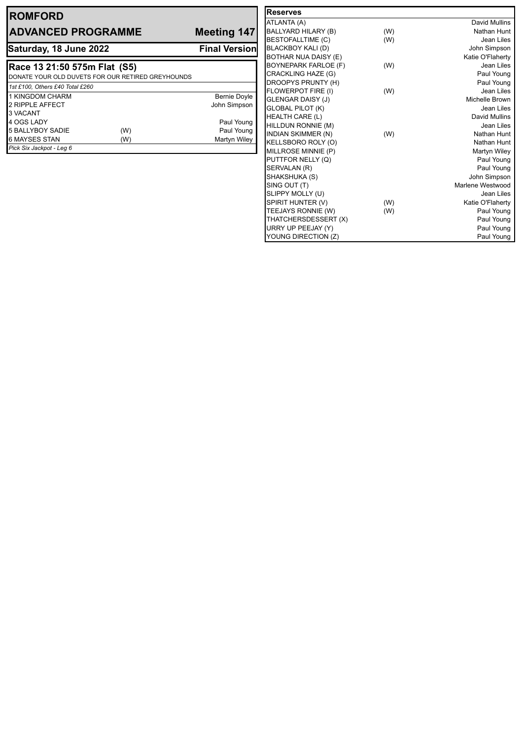# ROMFORD

## ADVANCED PROGRAMME — Meeting 147

**Saturday, 18 June 2022** — **Final Version**

### Race 13 21:50 575m Flat (S5)

DONATE YOUR OLD DUVETS FOR OUR RETIRED GREYHOUNDS

*1st £100, Others £40 Total £260*

| | | |
|---|---|---|
| 1 KINGDOM CHARM | | Bernie Doyle |
| 2 RIPPLE AFFECT | | John Simpson |
| 3 VACANT | | |
| 4 OGS LADY | | Paul Young |
| 5 BALLYBOY SADIE | (W) | Paul Young |
| 6 MAYSES STAN | (W) | Martyn Wiley |

*Pick Six Jackpot - Leg 6*

### Reserves

| | | |
|---|---|---|
| ATLANTA (A) | | David Mullins |
| BALLYARD HILARY (B) | (W) | Nathan Hunt |
| BESTOFALLTIME (C) | (W) | Jean Liles |
| BLACKBOY KALI (D) | | John Simpson |
| BOTHAR NUA DAISY (E) | | Katie O'Flaherty |
| BOYNEPARK FARLOE (F) | (W) | Jean Liles |
| CRACKLING HAZE (G) | | Paul Young |
| DROOPYS PRUNTY (H) | | Paul Young |
| FLOWERPOT FIRE (I) | (W) | Jean Liles |
| GLENGAR DAISY (J) | | Michelle Brown |
| GLOBAL PILOT (K) | | Jean Liles |
| HEALTH CARE (L) | | David Mullins |
| HILLDUN RONNIE (M) | | Jean Liles |
| INDIAN SKIMMER (N) | (W) | Nathan Hunt |
| KELLSBORO ROLY (O) | | Nathan Hunt |
| MILLROSE MINNIE (P) | | Martyn Wiley |
| PUTTFOR NELLY (Q) | | Paul Young |
| SERVALAN (R) | | Paul Young |
| SHAKSHUKA (S) | | John Simpson |
| SING OUT (T) | | Marlene Westwood |
| SLIPPY MOLLY (U) | | Jean Liles |
| SPIRIT HUNTER (V) | (W) | Katie O'Flaherty |
| TEEJAYS RONNIE (W) | (W) | Paul Young |
| THATCHERSDESSERT (X) | | Paul Young |
| URRY UP PEEJAY (Y) | | Paul Young |
| YOUNG DIRECTION (Z) | | Paul Young |